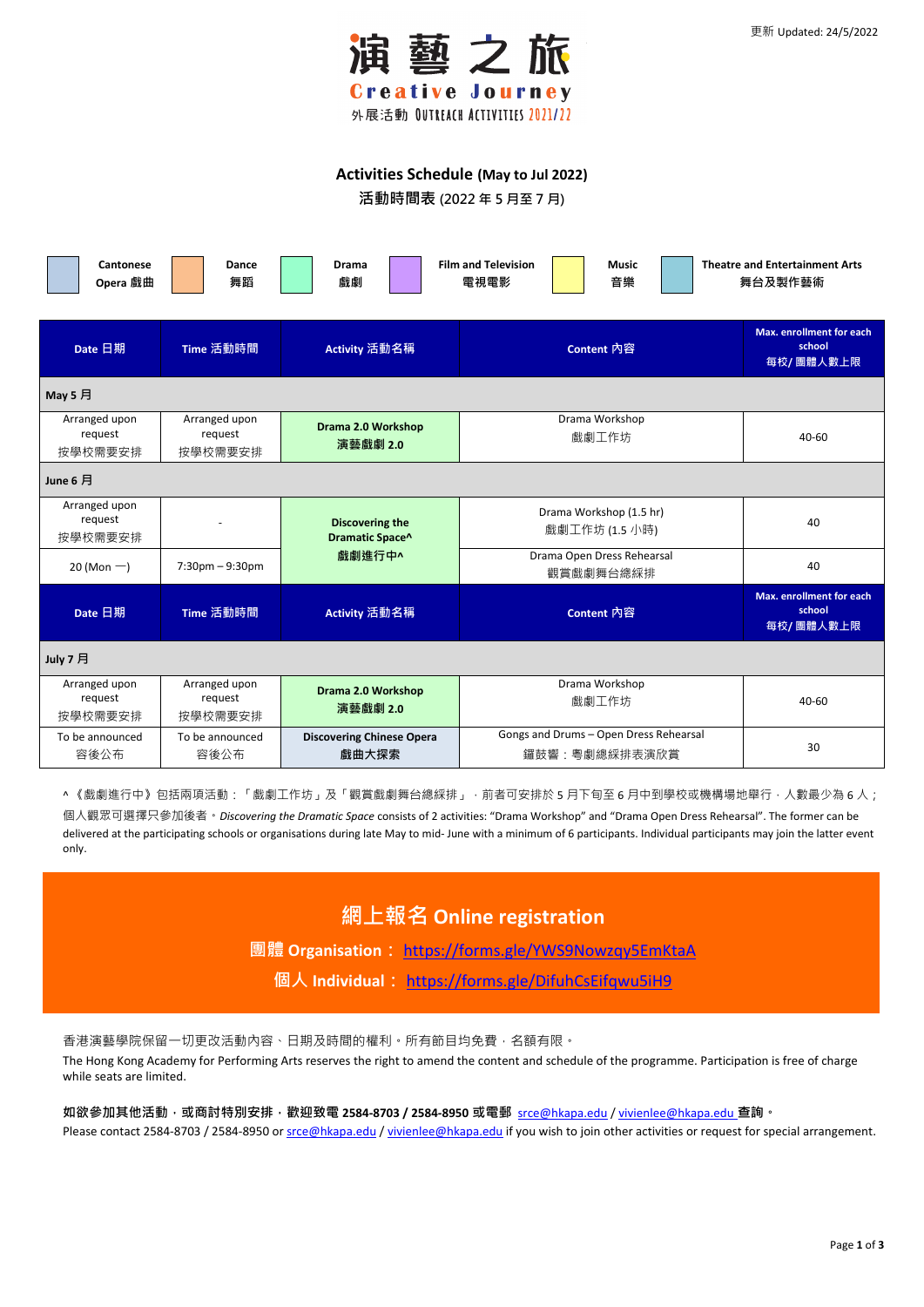更新 Updated: 24/5/2022

# 演藝之旅 Creative Journey

外展活動 OUTREACH ACTIVITIES 2021/22

## Activities Schedule (May to Jul 2022)
## 活動時間表 (2022 年 5 月至 7 月)

| Cantonese Opera 戲曲 | Dance 舞蹈 | Drama 戲劇 | Film and Television 電視電影 | Music 音樂 | Theatre and Entertainment Arts 舞台及製作藝術 |
|---|---|---|---|---|---|

| Date 日期 | Time 活動時間 | Activity 活動名稱 | Content 內容 | Max. enrollment for each school 每校/ 團體人數上限 |
|---|---|---|---|---|
| **May 5 月** | | | | |
| Arranged upon request 按學校需要安排 | Arranged upon request 按學校需要安排 | **Drama 2.0 Workshop 演藝戲劇 2.0** | Drama Workshop 戲劇工作坊 | 40-60 |
| **June 6 月** | | | | |
| Arranged upon request 按學校需要安排 | - | **Discovering the Dramatic Space^ 戲劇進行中^** | Drama Workshop (1.5 hr) 戲劇工作坊 (1.5 小時) | 40 |
| 20 (Mon 一) | 7:30pm – 9:30pm | **Discovering the Dramatic Space^ 戲劇進行中^** | Drama Open Dress Rehearsal 觀賞戲劇舞台總綵排 | 40 |
| **July 7 月** | | | | |
| Arranged upon request 按學校需要安排 | Arranged upon request 按學校需要安排 | **Drama 2.0 Workshop 演藝戲劇 2.0** | Drama Workshop 戲劇工作坊 | 40-60 |
| To be announced 容後公布 | To be announced 容後公布 | **Discovering Chinese Opera 戲曲大探索** | Gongs and Drums – Open Dress Rehearsal 鑼鼓響：粵劇總綵排表演欣賞 | 30 |

^《戲劇進行中》包括兩項活動：「戲劇工作坊」及「觀賞戲劇舞台總綵排」，前者可安排於 5 月下旬至 6 月中到學校或機構場地舉行，人數最少為 6 人；個人觀眾可選擇只參加後者。*Discovering the Dramatic Space* consists of 2 activities: "Drama Workshop" and "Drama Open Dress Rehearsal". The former can be delivered at the participating schools or organisations during late May to mid- June with a minimum of 6 participants. Individual participants may join the latter event only.

## 網上報名 Online registration

**團體 Organisation：** https://forms.gle/YWS9Nowzqy5EmKtaA

**個人 Individual：** https://forms.gle/DifuhCsEifqwu5iH9

香港演藝學院保留一切更改活動內容、日期及時間的權利。所有節目均免費，名額有限。

The Hong Kong Academy for Performing Arts reserves the right to amend the content and schedule of the programme. Participation is free of charge while seats are limited.

**如欲參加其他活動，或商討特別安排，歡迎致電 2584-8703 / 2584-8950 或電郵** srce@hkapa.edu / vivienlee@hkapa.edu **查詢。**

Please contact 2584-8703 / 2584-8950 or srce@hkapa.edu / vivienlee@hkapa.edu if you wish to join other activities or request for special arrangement.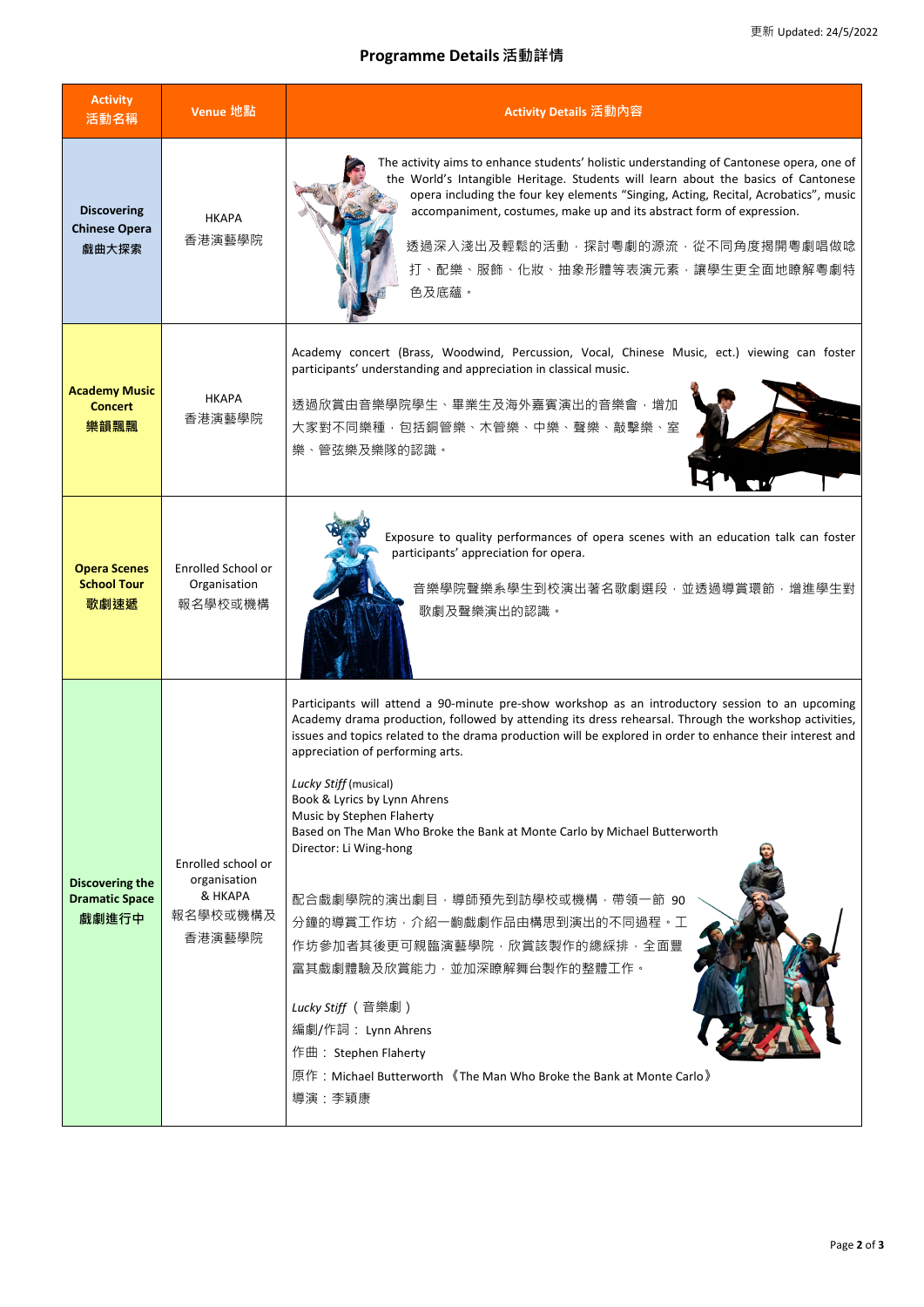更新 Updated: 24/5/2022

# Programme Details 活動詳情

| Activity 活動名稱 | Venue 地點 | Activity Details 活動內容 |
|---|---|---|
| **Discovering Chinese Opera 戲曲大探索** | HKAPA 香港演藝學院 | The activity aims to enhance students' holistic understanding of Cantonese opera, one of the World's Intangible Heritage. Students will learn about the basics of Cantonese opera including the four key elements "Singing, Acting, Recital, Acrobatics", music accompaniment, costumes, make up and its abstract form of expression.<br><br>透過深入淺出及輕鬆的活動，探討粵劇的源流，從不同角度揭開粵劇唱做唸打、配樂、服飾、化妝、抽象形體等表演元素，讓學生更全面地瞭解粵劇特色及底蘊。 |
| **Academy Music Concert 樂韻飄飄** | HKAPA 香港演藝學院 | Academy concert (Brass, Woodwind, Percussion, Vocal, Chinese Music, ect.) viewing can foster participants' understanding and appreciation in classical music.<br><br>透過欣賞由音樂學院學生、畢業生及海外嘉賓演出的音樂會，增加大家對不同樂種，包括銅管樂、木管樂、中樂、聲樂、敲擊樂、室樂、管弦樂及樂隊的認識。 |
| **Opera Scenes School Tour 歌劇速遞** | Enrolled School or Organisation 報名學校或機構 | Exposure to quality performances of opera scenes with an education talk can foster participants' appreciation for opera.<br><br>音樂學院聲樂系學生到校演出著名歌劇選段，並透過導賞環節，增進學生對歌劇及聲樂演出的認識。 |
| **Discovering the Dramatic Space 戲劇進行中** | Enrolled school or organisation & HKAPA 報名學校或機構及香港演藝學院 | Participants will attend a 90-minute pre-show workshop as an introductory session to an upcoming Academy drama production, followed by attending its dress rehearsal. Through the workshop activities, issues and topics related to the drama production will be explored in order to enhance their interest and appreciation of performing arts.<br><br>*Lucky Stiff* (musical)<br>Book & Lyrics by Lynn Ahrens<br>Music by Stephen Flaherty<br>Based on The Man Who Broke the Bank at Monte Carlo by Michael Butterworth<br>Director: Li Wing-hong<br><br>配合戲劇學院的演出劇目，導師預先到訪學校或機構，帶領一節 90 分鐘的導賞工作坊，介紹一齣戲劇作品由構思到演出的不同過程。工作坊參加者其後更可親臨演藝學院，欣賞該製作的總綵排，全面豐富其戲劇體驗及欣賞能力，並加深瞭解舞台製作的整體工作。<br><br>*Lucky Stiff*（音樂劇）<br>編劇/作詞：Lynn Ahrens<br>作曲：Stephen Flaherty<br>原作：Michael Butterworth《The Man Who Broke the Bank at Monte Carlo》<br>導演：李穎康 |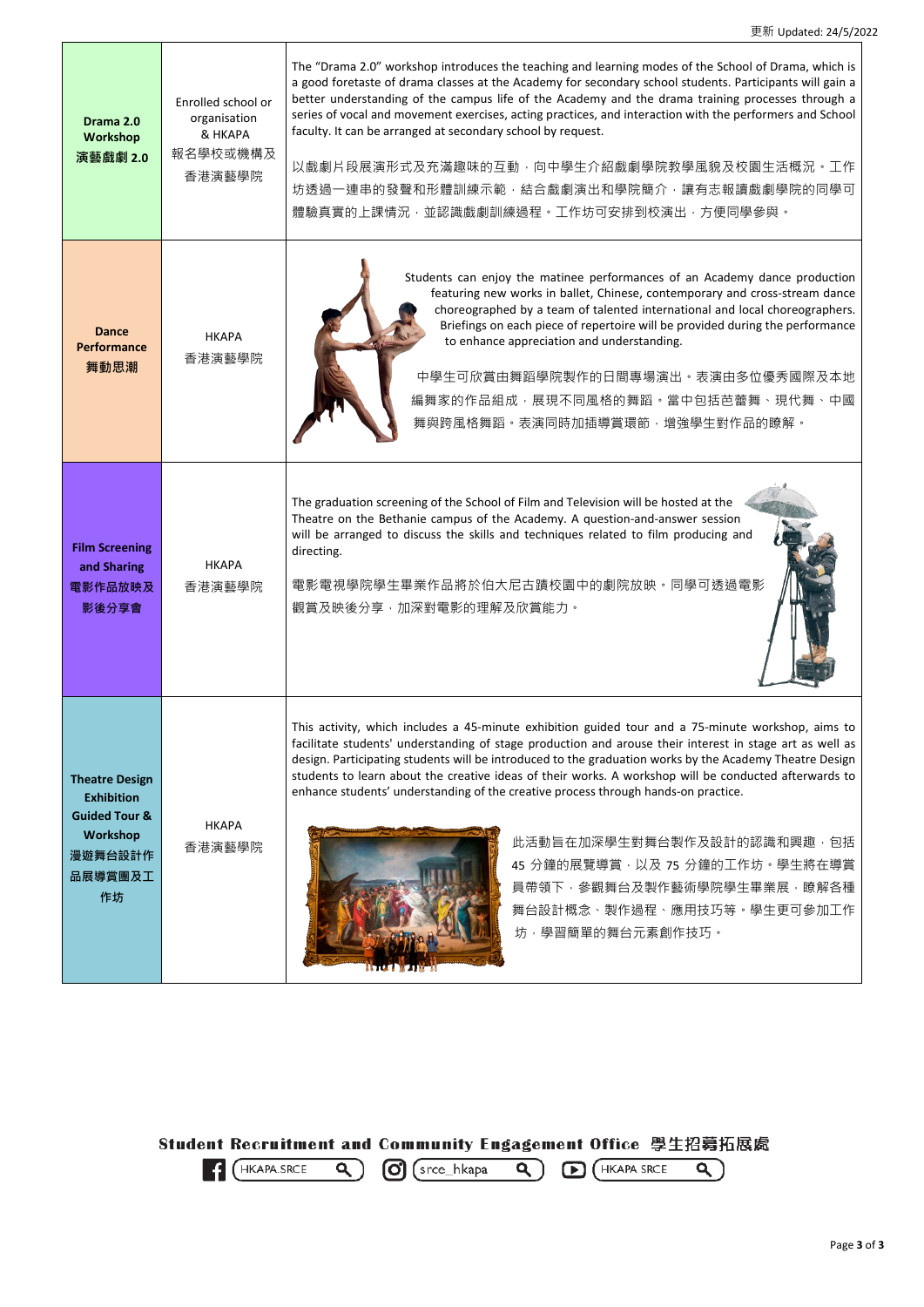更新 Updated: 24/5/2022

| | | |
|---|---|---|
| **Drama 2.0 Workshop** **演藝戲劇 2.0** | Enrolled school or organisation & HKAPA 報名學校或機構及香港演藝學院 | The "Drama 2.0" workshop introduces the teaching and learning modes of the School of Drama, which is a good foretaste of drama classes at the Academy for secondary school students. Participants will gain a better understanding of the campus life of the Academy and the drama training processes through a series of vocal and movement exercises, acting practices, and interaction with the performers and School faculty. It can be arranged at secondary school by request. 以戲劇片段展演形式及充滿趣味的互動，向中學生介紹戲劇學院教學風貌及校園生活概況。工作坊透過一連串的發聲和形體訓練示範，結合戲劇演出和學院簡介，讓有志報讀戲劇學院的同學可體驗真實的上課情況，並認識戲劇訓練過程。工作坊可安排到校演出，方便同學參與。 |
| **Dance Performance** **舞動思潮** | HKAPA 香港演藝學院 | Students can enjoy the matinee performances of an Academy dance production featuring new works in ballet, Chinese, contemporary and cross-stream dance choreographed by a team of talented international and local choreographers. Briefings on each piece of repertoire will be provided during the performance to enhance appreciation and understanding. 中學生可欣賞由舞蹈學院製作的日間專場演出。表演由多位優秀國際及本地編舞家的作品組成，展現不同風格的舞蹈。當中包括芭蕾舞、現代舞、中國舞與跨風格舞蹈。表演同時加插導賞環節，增強學生對作品的瞭解。 |
| **Film Screening and Sharing** **電影作品放映及影後分享會** | HKAPA 香港演藝學院 | The graduation screening of the School of Film and Television will be hosted at the Theatre on the Bethanie campus of the Academy. A question-and-answer session will be arranged to discuss the skills and techniques related to film producing and directing. 電影電視學院學生畢業作品將於伯大尼古蹟校園中的劇院放映。同學可透過電影觀賞及映後分享，加深對電影的理解及欣賞能力。 |
| **Theatre Design Exhibition Guided Tour & Workshop** **漫遊舞台設計作品展導賞團及工作坊** | HKAPA 香港演藝學院 | This activity, which includes a 45-minute exhibition guided tour and a 75-minute workshop, aims to facilitate students' understanding of stage production and arouse their interest in stage art as well as design. Participating students will be introduced to the graduation works by the Academy Theatre Design students to learn about the creative ideas of their works. A workshop will be conducted afterwards to enhance students' understanding of the creative process through hands-on practice. 此活動旨在加深學生對舞台製作及設計的認識和興趣，包括 45 分鐘的展覽導賞，以及 75 分鐘的工作坊。學生將在導賞員帶領下，參觀舞台及製作藝術學院學生畢業展，瞭解各種舞台設計概念、製作過程、應用技巧等。學生更可參加工作坊，學習簡單的舞台元素創作技巧。 |

**Student Recruitment and Community Engagement Office 學生招募拓展處**

HKAPA.SRCE | srce_hkapa | HKAPA SRCE